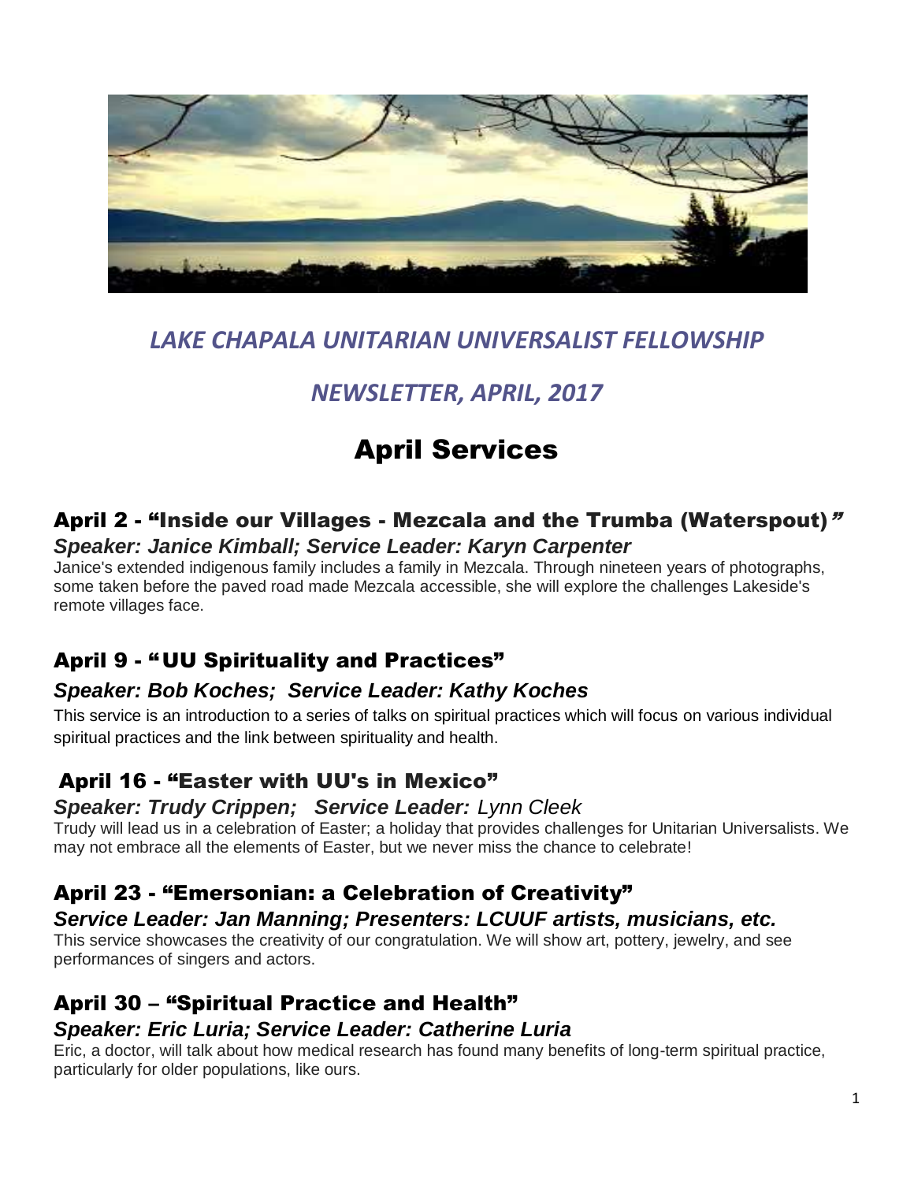*LAKE CHAPALA UNITARIAN UNIVERSALIST FELLOWSHIP*

*NEWSLETTER, APRIL, 2017*

# April Services

## April 2 - "Inside our Villages - Mezcala and the Trumba (Waterspout)"

***Speaker: Janice Kimball; Service Leader: Karyn Carpenter***

Janice's extended indigenous family includes a family in Mezcala. Through nineteen years of photographs, some taken before the paved road made Mezcala accessible, she will explore the challenges Lakeside's remote villages face.

## April 9 - "UU Spirituality and Practices"

***Speaker: Bob Koches; Service Leader: Kathy Koches***

This service is an introduction to a series of talks on spiritual practices which will focus on various individual spiritual practices and the link between spirituality and health.

## April 16 - "Easter with UU's in Mexico"

***Speaker: Trudy Crippen; Service Leader:*** *Lynn Cleek*

Trudy will lead us in a celebration of Easter; a holiday that provides challenges for Unitarian Universalists. We may not embrace all the elements of Easter, but we never miss the chance to celebrate!

## April 23 - "Emersonian: a Celebration of Creativity"

***Service Leader: Jan Manning; Presenters: LCUUF artists, musicians, etc.***

This service showcases the creativity of our congratulation. We will show art, pottery, jewelry, and see performances of singers and actors.

## April 30 – "Spiritual Practice and Health"

***Speaker: Eric Luria; Service Leader: Catherine Luria***

Eric, a doctor, will talk about how medical research has found many benefits of long-term spiritual practice, particularly for older populations, like ours.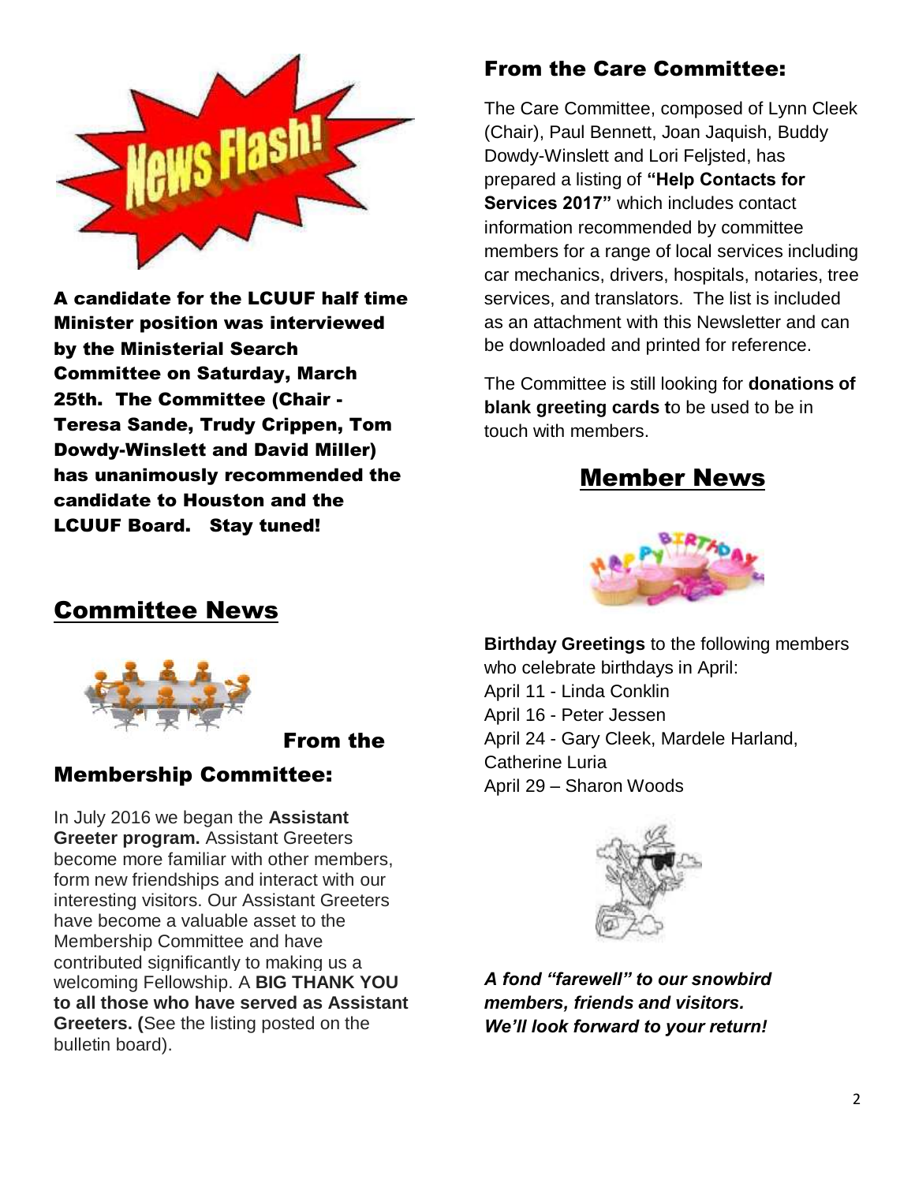**A candidate for the LCUUF half time Minister position was interviewed by the Ministerial Search Committee on Saturday, March 25th. The Committee (Chair - Teresa Sande, Trudy Crippen, Tom Dowdy-Winslett and David Miller) has unanimously recommended the candidate to Houston and the LCUUF Board. Stay tuned!**

## Committee News

### From the Membership Committee:

In July 2016 we began the **Assistant Greeter program.** Assistant Greeters become more familiar with other members, form new friendships and interact with our interesting visitors. Our Assistant Greeters have become a valuable asset to the Membership Committee and have contributed significantly to making us a welcoming Fellowship. A **BIG THANK YOU to all those who have served as Assistant Greeters. (**See the listing posted on the bulletin board).

### From the Care Committee:

The Care Committee, composed of Lynn Cleek (Chair), Paul Bennett, Joan Jaquish, Buddy Dowdy-Winslett and Lori Feljsted, has prepared a listing of **"Help Contacts for Services 2017"** which includes contact information recommended by committee members for a range of local services including car mechanics, drivers, hospitals, notaries, tree services, and translators. The list is included as an attachment with this Newsletter and can be downloaded and printed for reference.

The Committee is still looking for **donations of blank greeting cards t**o be used to be in touch with members.

## Member News

**Birthday Greetings** to the following members who celebrate birthdays in April:
April 11 - Linda Conklin
April 16 - Peter Jessen
April 24 - Gary Cleek, Mardele Harland, Catherine Luria
April 29 – Sharon Woods

***A fond "farewell" to our snowbird members, friends and visitors. We'll look forward to your return!***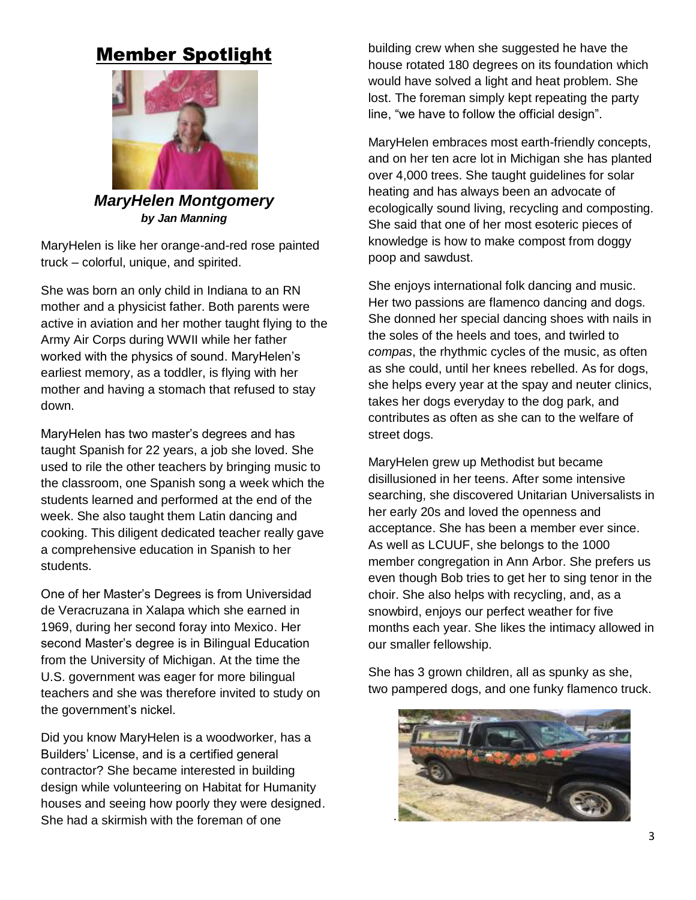# Member Spotlight

***MaryHelen Montgomery***

***by Jan Manning***

MaryHelen is like her orange-and-red rose painted truck – colorful, unique, and spirited.

She was born an only child in Indiana to an RN mother and a physicist father. Both parents were active in aviation and her mother taught flying to the Army Air Corps during WWII while her father worked with the physics of sound. MaryHelen's earliest memory, as a toddler, is flying with her mother and having a stomach that refused to stay down.

MaryHelen has two master's degrees and has taught Spanish for 22 years, a job she loved. She used to rile the other teachers by bringing music to the classroom, one Spanish song a week which the students learned and performed at the end of the week. She also taught them Latin dancing and cooking. This diligent dedicated teacher really gave a comprehensive education in Spanish to her students.

One of her Master's Degrees is from Universidad de Veracruzana in Xalapa which she earned in 1969, during her second foray into Mexico. Her second Master's degree is in Bilingual Education from the University of Michigan. At the time the U.S. government was eager for more bilingual teachers and she was therefore invited to study on the government's nickel.

Did you know MaryHelen is a woodworker, has a Builders' License, and is a certified general contractor? She became interested in building design while volunteering on Habitat for Humanity houses and seeing how poorly they were designed. She had a skirmish with the foreman of one building crew when she suggested he have the house rotated 180 degrees on its foundation which would have solved a light and heat problem. She lost. The foreman simply kept repeating the party line, "we have to follow the official design".

MaryHelen embraces most earth-friendly concepts, and on her ten acre lot in Michigan she has planted over 4,000 trees. She taught guidelines for solar heating and has always been an advocate of ecologically sound living, recycling and composting. She said that one of her most esoteric pieces of knowledge is how to make compost from doggy poop and sawdust.

She enjoys international folk dancing and music. Her two passions are flamenco dancing and dogs. She donned her special dancing shoes with nails in the soles of the heels and toes, and twirled to *compas*, the rhythmic cycles of the music, as often as she could, until her knees rebelled. As for dogs, she helps every year at the spay and neuter clinics, takes her dogs everyday to the dog park, and contributes as often as she can to the welfare of street dogs.

MaryHelen grew up Methodist but became disillusioned in her teens. After some intensive searching, she discovered Unitarian Universalists in her early 20s and loved the openness and acceptance. She has been a member ever since. As well as LCUUF, she belongs to the 1000 member congregation in Ann Arbor. She prefers us even though Bob tries to get her to sing tenor in the choir. She also helps with recycling, and, as a snowbird, enjoys our perfect weather for five months each year. She likes the intimacy allowed in our smaller fellowship.

She has 3 grown children, all as spunky as she, two pampered dogs, and one funky flamenco truck.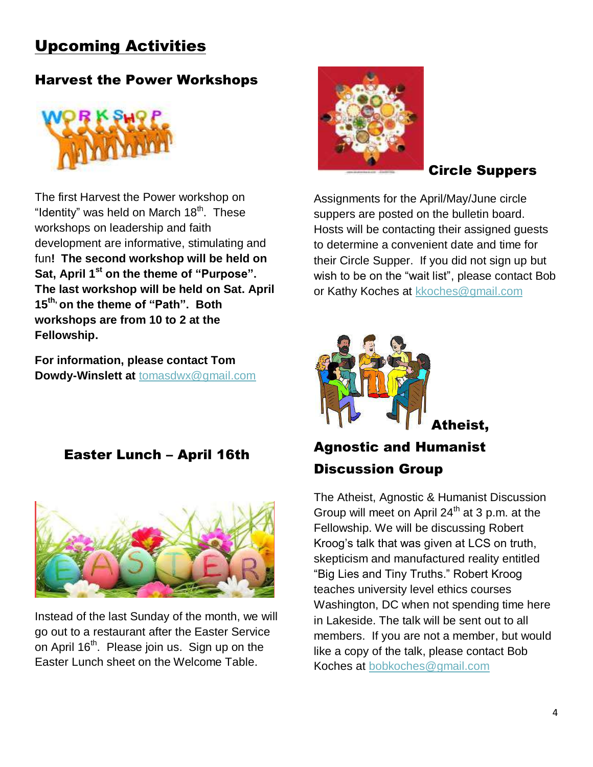# Upcoming Activities

## Harvest the Power Workshops

The first Harvest the Power workshop on "Identity" was held on March 18th. These workshops on leadership and faith development are informative, stimulating and fun**! The second workshop will be held on Sat, April 1st on the theme of "Purpose". The last workshop will be held on Sat. April 15th, on the theme of "Path". Both workshops are from 10 to 2 at the Fellowship.**

**For information, please contact Tom Dowdy-Winslett at** tomasdwx@gmail.com

## Easter Lunch – April 16th

Instead of the last Sunday of the month, we will go out to a restaurant after the Easter Service on April 16th. Please join us. Sign up on the Easter Lunch sheet on the Welcome Table.

## Circle Suppers

Assignments for the April/May/June circle suppers are posted on the bulletin board. Hosts will be contacting their assigned guests to determine a convenient date and time for their Circle Supper. If you did not sign up but wish to be on the "wait list", please contact Bob or Kathy Koches at kkoches@gmail.com

## Atheist, Agnostic and Humanist Discussion Group

The Atheist, Agnostic & Humanist Discussion Group will meet on April 24th at 3 p.m. at the Fellowship. We will be discussing Robert Kroog's talk that was given at LCS on truth, skepticism and manufactured reality entitled "Big Lies and Tiny Truths." Robert Kroog teaches university level ethics courses Washington, DC when not spending time here in Lakeside. The talk will be sent out to all members. If you are not a member, but would like a copy of the talk, please contact Bob Koches at bobkoches@gmail.com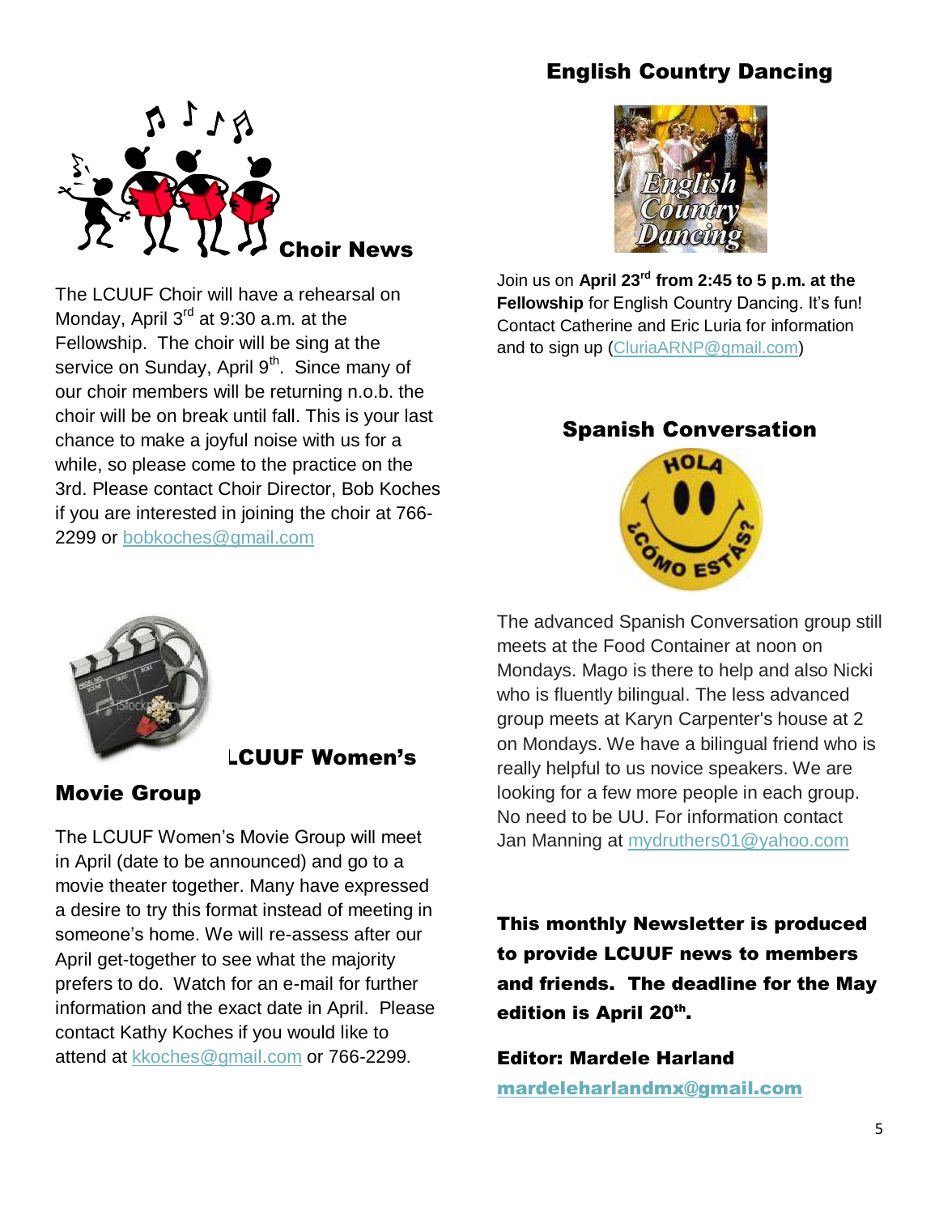## Choir News

The LCUUF Choir will have a rehearsal on Monday, April 3rd at 9:30 a.m. at the Fellowship. The choir will be sing at the service on Sunday, April 9th. Since many of our choir members will be returning n.o.b. the choir will be on break until fall. This is your last chance to make a joyful noise with us for a while, so please come to the practice on the 3rd. Please contact Choir Director, Bob Koches if you are interested in joining the choir at 766-2299 or bobkoches@gmail.com

## LCUUF Women's Movie Group

The LCUUF Women's Movie Group will meet in April (date to be announced) and go to a movie theater together. Many have expressed a desire to try this format instead of meeting in someone's home. We will re-assess after our April get-together to see what the majority prefers to do. Watch for an e-mail for further information and the exact date in April. Please contact Kathy Koches if you would like to attend at kkoches@gmail.com or 766-2299.

## English Country Dancing

Join us on **April 23rd from 2:45 to 5 p.m. at the Fellowship** for English Country Dancing. It's fun! Contact Catherine and Eric Luria for information and to sign up (CluriaARNP@gmail.com)

## Spanish Conversation

The advanced Spanish Conversation group still meets at the Food Container at noon on Mondays. Mago is there to help and also Nicki who is fluently bilingual. The less advanced group meets at Karyn Carpenter's house at 2 on Mondays. We have a bilingual friend who is really helpful to us novice speakers. We are looking for a few more people in each group. No need to be UU. For information contact Jan Manning at mydruthers01@yahoo.com

**This monthly Newsletter is produced to provide LCUUF news to members and friends. The deadline for the May edition is April 20th.**

**Editor: Mardele Harland**

**mardeleharlandmx@gmail.com**